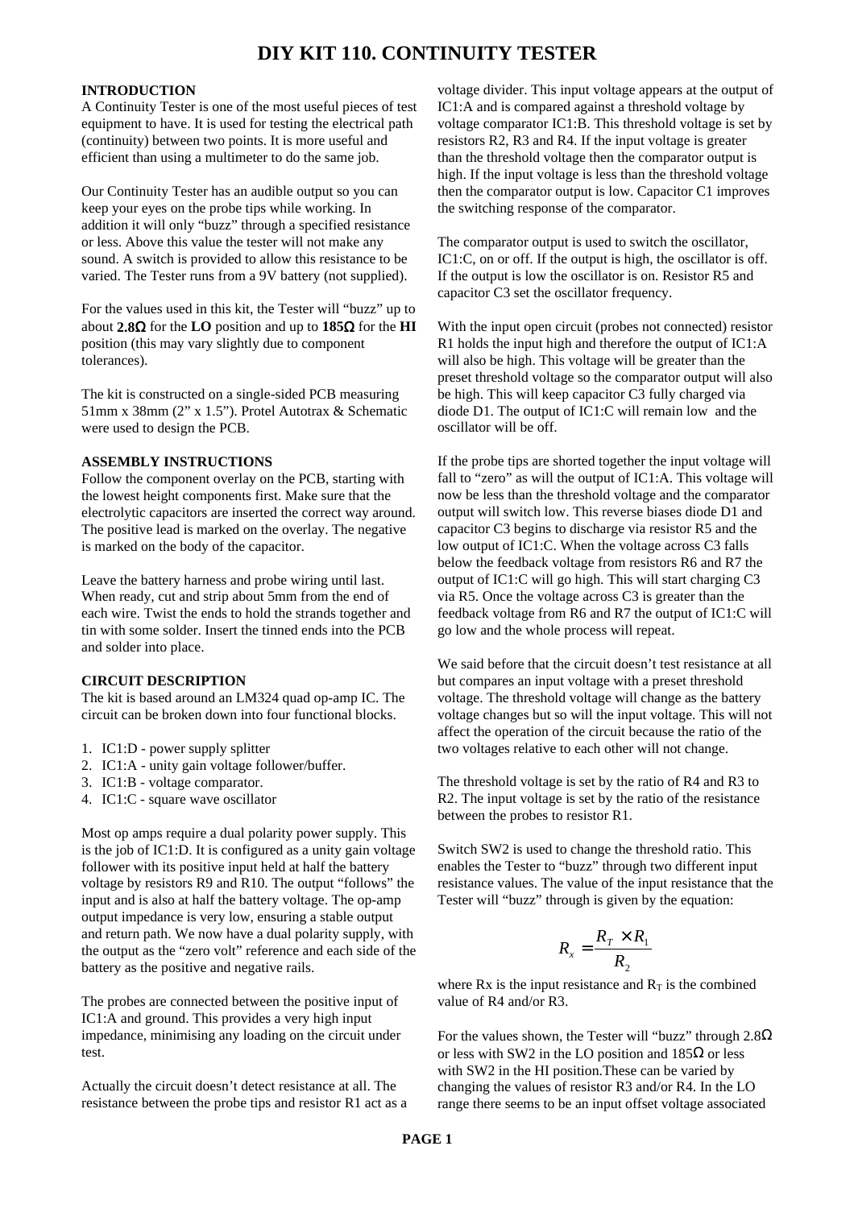# DIY KIT 110. CONTINUITY TESTER

## INTRODUCTION

A Continuity Tester is one of the most useful pieces of test equipment to have. It is used for testing the electrical path (continuity) between two points. It is more useful and efficient than using a multimeter to do the same job.

Our Continuity Tester has an audible output so you can keep your eyes on the probe tips while working. In addition it will only "buzz" through a specified resistance or less. Above this value the tester will not make any sound. A switch is provided to allow this resistance to be varied. The Tester runs from a 9V battery (not supplied).

For the values used in this kit, the Tester will "buzz" up to about **2.8Ω** for the **LO** position and up to **185Ω** for the **HI** position (this may vary slightly due to component tolerances).

The kit is constructed on a single-sided PCB measuring 51mm x 38mm (2" x 1.5"). Protel Autotrax & Schematic were used to design the PCB.

## ASSEMBLY INSTRUCTIONS

Follow the component overlay on the PCB, starting with the lowest height components first. Make sure that the electrolytic capacitors are inserted the correct way around. The positive lead is marked on the overlay. The negative is marked on the body of the capacitor.

Leave the battery harness and probe wiring until last. When ready, cut and strip about 5mm from the end of each wire. Twist the ends to hold the strands together and tin with some solder. Insert the tinned ends into the PCB and solder into place.

## CIRCUIT DESCRIPTION

The kit is based around an LM324 quad op-amp IC. The circuit can be broken down into four functional blocks.

1. IC1:D - power supply splitter
2. IC1:A - unity gain voltage follower/buffer.
3. IC1:B - voltage comparator.
4. IC1:C - square wave oscillator

Most op amps require a dual polarity power supply. This is the job of IC1:D. It is configured as a unity gain voltage follower with its positive input held at half the battery voltage by resistors R9 and R10. The output "follows" the input and is also at half the battery voltage. The op-amp output impedance is very low, ensuring a stable output and return path. We now have a dual polarity supply, with the output as the "zero volt" reference and each side of the battery as the positive and negative rails.

The probes are connected between the positive input of IC1:A and ground. This provides a very high input impedance, minimising any loading on the circuit under test.

Actually the circuit doesn't detect resistance at all. The resistance between the probe tips and resistor R1 act as a voltage divider. This input voltage appears at the output of IC1:A and is compared against a threshold voltage by voltage comparator IC1:B. This threshold voltage is set by resistors R2, R3 and R4. If the input voltage is greater than the threshold voltage then the comparator output is high. If the input voltage is less than the threshold voltage then the comparator output is low. Capacitor C1 improves the switching response of the comparator.

The comparator output is used to switch the oscillator, IC1:C, on or off. If the output is high, the oscillator is off. If the output is low the oscillator is on. Resistor R5 and capacitor C3 set the oscillator frequency.

With the input open circuit (probes not connected) resistor R1 holds the input high and therefore the output of IC1:A will also be high. This voltage will be greater than the preset threshold voltage so the comparator output will also be high. This will keep capacitor C3 fully charged via diode D1. The output of IC1:C will remain low and the oscillator will be off.

If the probe tips are shorted together the input voltage will fall to "zero" as will the output of IC1:A. This voltage will now be less than the threshold voltage and the comparator output will switch low. This reverse biases diode D1 and capacitor C3 begins to discharge via resistor R5 and the low output of IC1:C. When the voltage across C3 falls below the feedback voltage from resistors R6 and R7 the output of IC1:C will go high. This will start charging C3 via R5. Once the voltage across C3 is greater than the feedback voltage from R6 and R7 the output of IC1:C will go low and the whole process will repeat.

We said before that the circuit doesn't test resistance at all but compares an input voltage with a preset threshold voltage. The threshold voltage will change as the battery voltage changes but so will the input voltage. This will not affect the operation of the circuit because the ratio of the two voltages relative to each other will not change.

The threshold voltage is set by the ratio of R4 and R3 to R2. The input voltage is set by the ratio of the resistance between the probes to resistor R1.

Switch SW2 is used to change the threshold ratio. This enables the Tester to "buzz" through two different input resistance values. The value of the input resistance that the Tester will "buzz" through is given by the equation:

$$R_x = \frac{R_T \times R_1}{R_2}$$

where Rx is the input resistance and $R_T$ is the combined value of R4 and/or R3.

For the values shown, the Tester will "buzz" through 2.8Ω or less with SW2 in the LO position and 185Ω or less with SW2 in the HI position.These can be varied by changing the values of resistor R3 and/or R4. In the LO range there seems to be an input offset voltage associated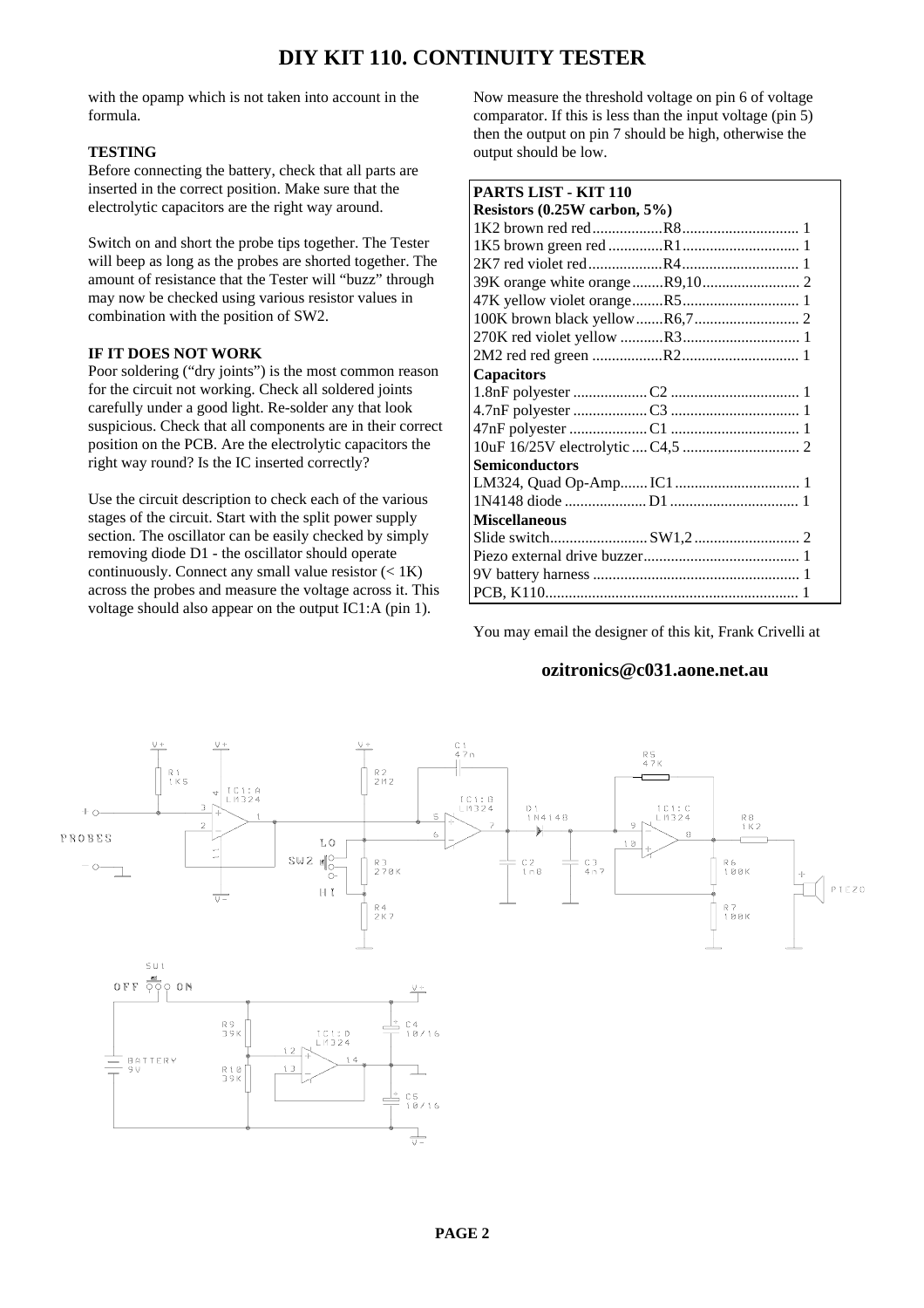with the opamp which is not taken into account in the formula.

**TESTING**

Before connecting the battery, check that all parts are inserted in the correct position. Make sure that the electrolytic capacitors are the right way around.

Switch on and short the probe tips together. The Tester will beep as long as the probes are shorted together. The amount of resistance that the Tester will "buzz" through may now be checked using various resistor values in combination with the position of SW2.

**IF IT DOES NOT WORK**

Poor soldering ("dry joints") is the most common reason for the circuit not working. Check all soldered joints carefully under a good light. Re-solder any that look suspicious. Check that all components are in their correct position on the PCB. Are the electrolytic capacitors the right way round? Is the IC inserted correctly?

Use the circuit description to check each of the various stages of the circuit. Start with the split power supply section. The oscillator can be easily checked by simply removing diode D1 - the oscillator should operate continuously. Connect any small value resistor (< 1K) across the probes and measure the voltage across it. This voltage should also appear on the output IC1:A (pin 1).

Now measure the threshold voltage on pin 6 of voltage comparator. If this is less than the input voltage (pin 5) then the output on pin 7 should be high, otherwise the output should be low.

**PARTS LIST - KIT 110**

| | | |
|---|---|---|
| **Resistors (0.25W carbon, 5%)** | | |
| 1K2 brown red red | R8 | 1 |
| 1K5 brown green red | R1 | 1 |
| 2K7 red violet red | R4 | 1 |
| 39K orange white orange | R9,10 | 2 |
| 47K yellow violet orange | R5 | 1 |
| 100K brown black yellow | R6,7 | 2 |
| 270K red violet yellow | R3 | 1 |
| 2M2 red red green | R2 | 1 |
| **Capacitors** | | |
| 1.8nF polyester | C2 | 1 |
| 4.7nF polyester | C3 | 1 |
| 47nF polyester | C1 | 1 |
| 10uF 16/25V electrolytic | C4,5 | 2 |
| **Semiconductors** | | |
| LM324, Quad Op-Amp | IC1 | 1 |
| 1N4148 diode | D1 | 1 |
| **Miscellaneous** | | |
| Slide switch | SW1,2 | 2 |
| Piezo external drive buzzer | | 1 |
| 9V battery harness | | 1 |
| PCB, K110 | | 1 |

You may email the designer of this kit, Frank Crivelli at

**ozitronics@c031.aone.net.au**

V+ V+ V+ C1 47n R5 47K
R1 1K5 IC1:A LM324 R2 2M2 IC1:B LM324 D1 1N4148 IC1:C LM324 R8 1K2
PROBES LO SW2 HI R3 270K R4 2K7 C2 1n8 C3 4n7 R6 100K R7 100K PIEZO
V-
SW1 OFF ON V+
R9 39K IC1:D LM324 C4 10/16
BATTERY 9V R10 39K C5 10/16
V-